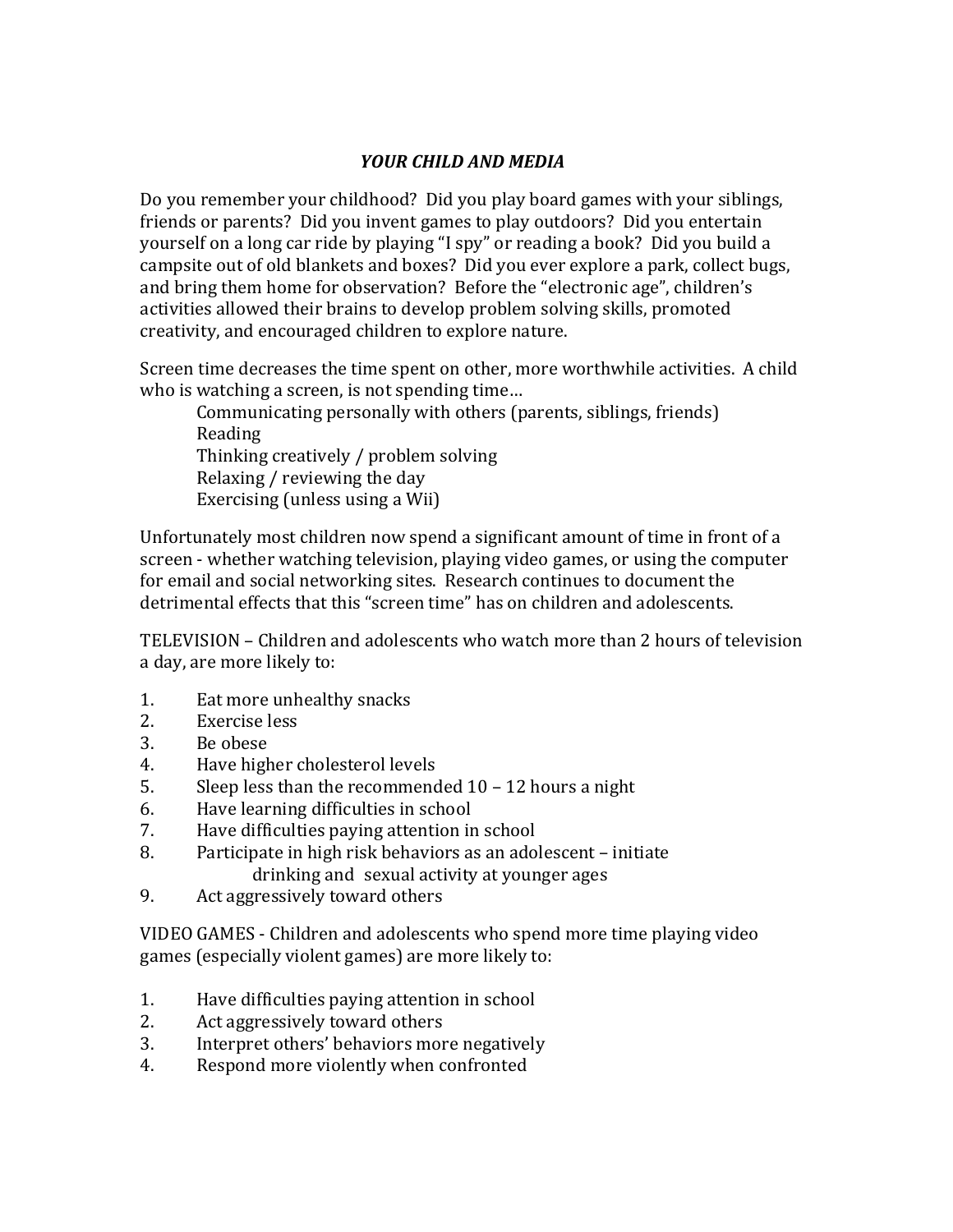# *YOUR CHILD AND MEDIA*

Do you remember your childhood? Did you play board games with your siblings, friends or parents? Did you invent games to play outdoors? Did you entertain yourself on a long car ride by playing "I spy" or reading a book? Did you build a campsite out of old blankets and boxes? Did you ever explore a park, collect bugs, and bring them home for observation? Before the "electronic age", children's activities allowed their brains to develop problem solving skills, promoted creativity, and encouraged children to explore nature.

Screen time decreases the time spent on other, more worthwhile activities. A child who is watching a screen, is not spending time…

> Communicating personally with others (parents, siblings, friends)
> Reading
> Thinking creatively / problem solving
> Relaxing / reviewing the day
> Exercising (unless using a Wii)

Unfortunately most children now spend a significant amount of time in front of a screen - whether watching television, playing video games, or using the computer for email and social networking sites. Research continues to document the detrimental effects that this "screen time" has on children and adolescents.

TELEVISION – Children and adolescents who watch more than 2 hours of television a day, are more likely to:

1. Eat more unhealthy snacks
2. Exercise less
3. Be obese
4. Have higher cholesterol levels
5. Sleep less than the recommended 10 – 12 hours a night
6. Have learning difficulties in school
7. Have difficulties paying attention in school
8. Participate in high risk behaviors as an adolescent – initiate drinking and sexual activity at younger ages
9. Act aggressively toward others

VIDEO GAMES - Children and adolescents who spend more time playing video games (especially violent games) are more likely to:

1. Have difficulties paying attention in school
2. Act aggressively toward others
3. Interpret others' behaviors more negatively
4. Respond more violently when confronted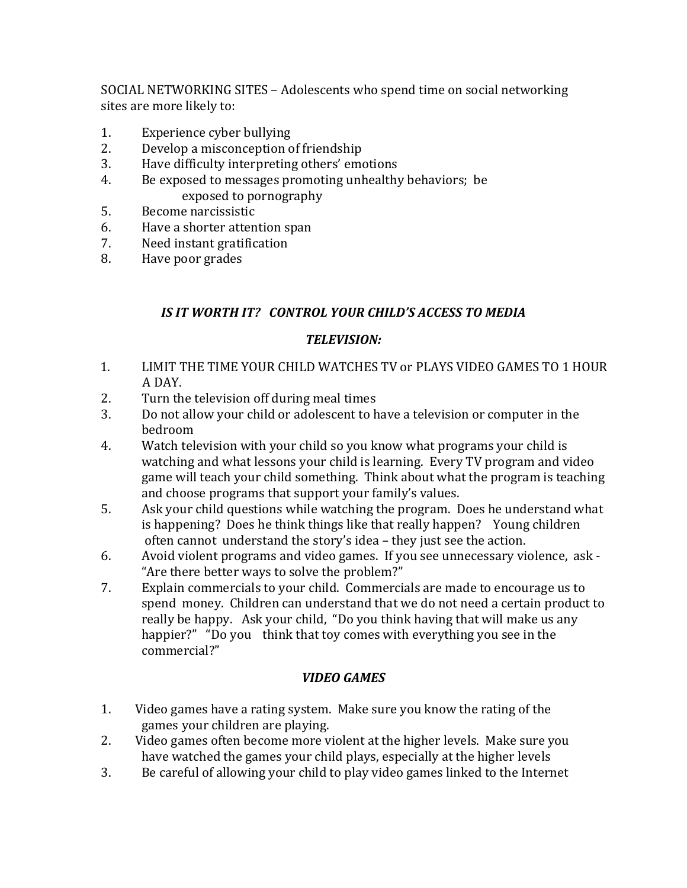SOCIAL NETWORKING SITES – Adolescents who spend time on social networking sites are more likely to:

1. Experience cyber bullying
2. Develop a misconception of friendship
3. Have difficulty interpreting others' emotions
4. Be exposed to messages promoting unhealthy behaviors; be exposed to pornography
5. Become narcissistic
6. Have a shorter attention span
7. Need instant gratification
8. Have poor grades

### *IS IT WORTH IT? CONTROL YOUR CHILD'S ACCESS TO MEDIA*

### *TELEVISION:*

1. LIMIT THE TIME YOUR CHILD WATCHES TV or PLAYS VIDEO GAMES TO 1 HOUR A DAY.
2. Turn the television off during meal times
3. Do not allow your child or adolescent to have a television or computer in the bedroom
4. Watch television with your child so you know what programs your child is watching and what lessons your child is learning. Every TV program and video game will teach your child something. Think about what the program is teaching and choose programs that support your family's values.
5. Ask your child questions while watching the program. Does he understand what is happening? Does he think things like that really happen? Young children often cannot understand the story's idea – they just see the action.
6. Avoid violent programs and video games. If you see unnecessary violence, ask - "Are there better ways to solve the problem?"
7. Explain commercials to your child. Commercials are made to encourage us to spend money. Children can understand that we do not need a certain product to really be happy. Ask your child, "Do you think having that will make us any happier?" "Do you think that toy comes with everything you see in the commercial?"

### *VIDEO GAMES*

1. Video games have a rating system. Make sure you know the rating of the games your children are playing.
2. Video games often become more violent at the higher levels. Make sure you have watched the games your child plays, especially at the higher levels
3. Be careful of allowing your child to play video games linked to the Internet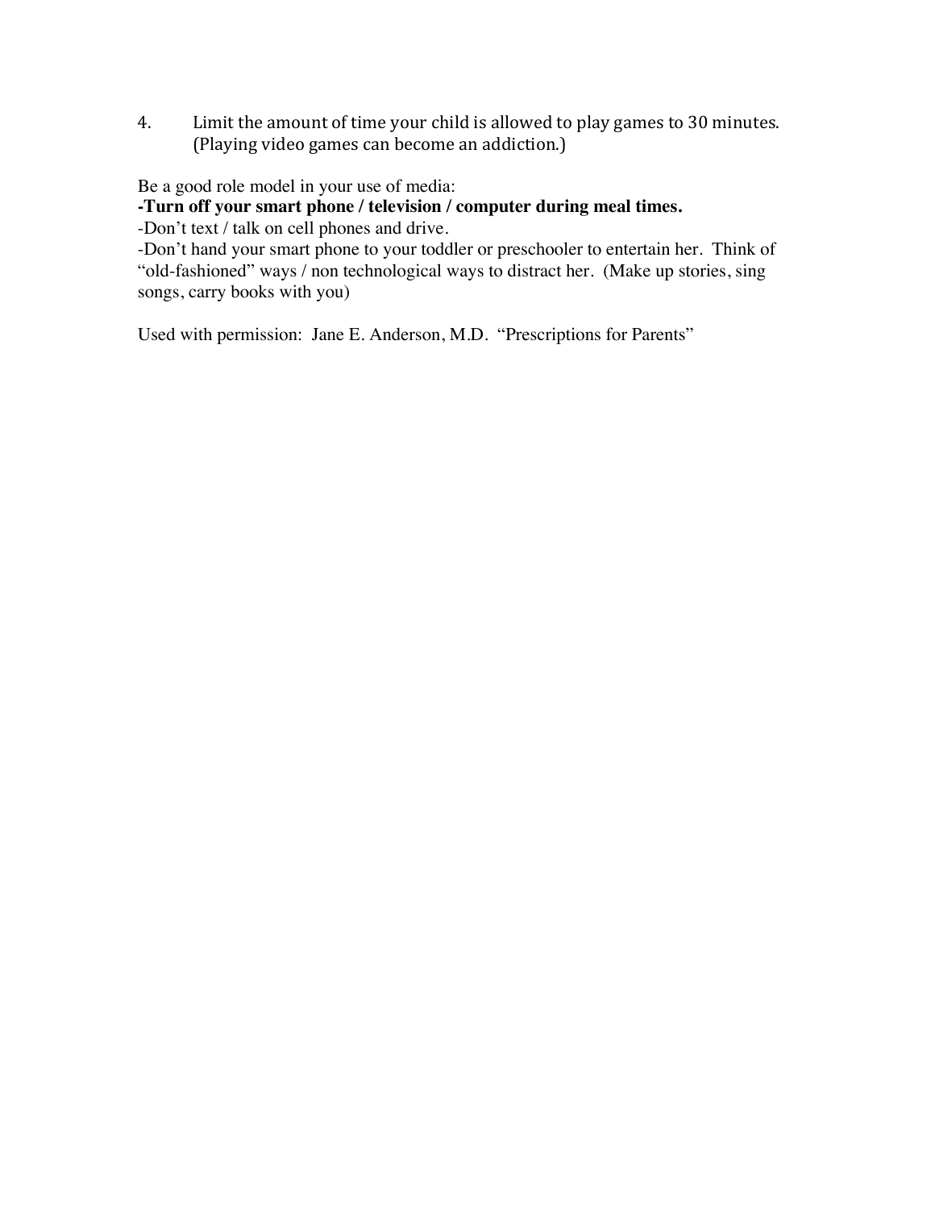4. Limit the amount of time your child is allowed to play games to 30 minutes. (Playing video games can become an addiction.)

Be a good role model in your use of media:
**-Turn off your smart phone / television / computer during meal times.**
-Don't text / talk on cell phones and drive.
-Don't hand your smart phone to your toddler or preschooler to entertain her. Think of "old-fashioned" ways / non technological ways to distract her. (Make up stories, sing songs, carry books with you)

Used with permission: Jane E. Anderson, M.D. "Prescriptions for Parents"